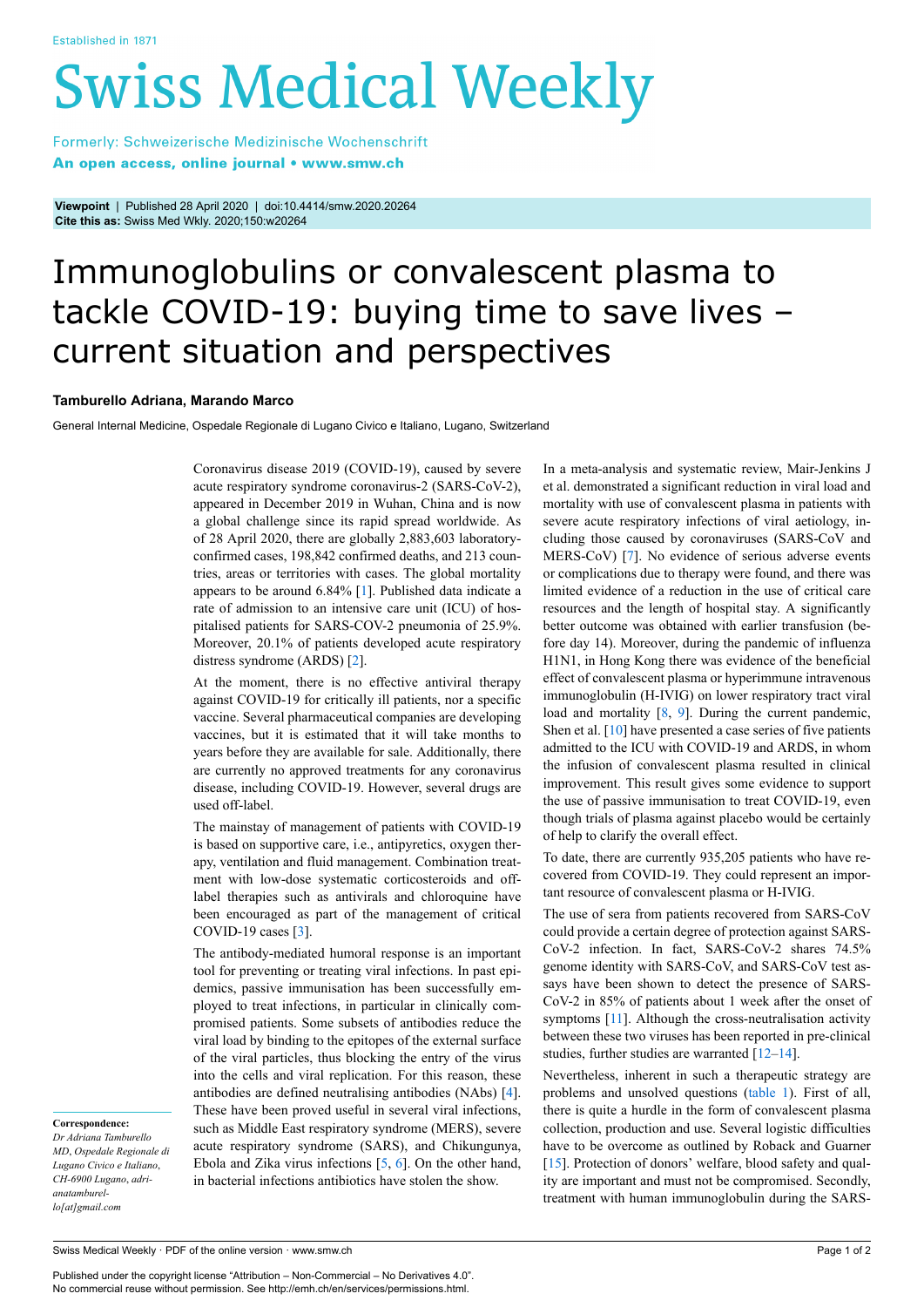Established in 1871

# Swiss Medical Weekly

Formerly: Schweizerische Medizinische Wochenschrift
**An open access, online journal • www.smw.ch**

**Viewpoint** | Published 28 April 2020 | doi:10.4414/smw.2020.20264
**Cite this as:** Swiss Med Wkly. 2020;150:w20264

# Immunoglobulins or convalescent plasma to tackle COVID-19: buying time to save lives – current situation and perspectives

**Tamburello Adriana, Marando Marco**

General Internal Medicine, Ospedale Regionale di Lugano Civico e Italiano, Lugano, Switzerland

Coronavirus disease 2019 (COVID-19), caused by severe acute respiratory syndrome coronavirus-2 (SARS-CoV-2), appeared in December 2019 in Wuhan, China and is now a global challenge since its rapid spread worldwide. As of 28 April 2020, there are globally 2,883,603 laboratory-confirmed cases, 198,842 confirmed deaths, and 213 countries, areas or territories with cases. The global mortality appears to be around 6.84% [1]. Published data indicate a rate of admission to an intensive care unit (ICU) of hospitalised patients for SARS-COV-2 pneumonia of 25.9%. Moreover, 20.1% of patients developed acute respiratory distress syndrome (ARDS) [2].

At the moment, there is no effective antiviral therapy against COVID-19 for critically ill patients, nor a specific vaccine. Several pharmaceutical companies are developing vaccines, but it is estimated that it will take months to years before they are available for sale. Additionally, there are currently no approved treatments for any coronavirus disease, including COVID-19. However, several drugs are used off-label.

The mainstay of management of patients with COVID-19 is based on supportive care, i.e., antipyretics, oxygen therapy, ventilation and fluid management. Combination treatment with low-dose systematic corticosteroids and off-label therapies such as antivirals and chloroquine have been encouraged as part of the management of critical COVID-19 cases [3].

The antibody-mediated humoral response is an important tool for preventing or treating viral infections. In past epidemics, passive immunisation has been successfully employed to treat infections, in particular in clinically compromised patients. Some subsets of antibodies reduce the viral load by binding to the epitopes of the external surface of the viral particles, thus blocking the entry of the virus into the cells and viral replication. For this reason, these antibodies are defined neutralising antibodies (NAbs) [4]. These have been proved useful in several viral infections, such as Middle East respiratory syndrome (MERS), severe acute respiratory syndrome (SARS), and Chikungunya, Ebola and Zika virus infections [5, 6]. On the other hand, in bacterial infections antibiotics have stolen the show.

In a meta-analysis and systematic review, Mair-Jenkins J et al. demonstrated a significant reduction in viral load and mortality with use of convalescent plasma in patients with severe acute respiratory infections of viral aetiology, including those caused by coronaviruses (SARS-CoV and MERS-CoV) [7]. No evidence of serious adverse events or complications due to therapy were found, and there was limited evidence of a reduction in the use of critical care resources and the length of hospital stay. A significantly better outcome was obtained with earlier transfusion (before day 14). Moreover, during the pandemic of influenza H1N1, in Hong Kong there was evidence of the beneficial effect of convalescent plasma or hyperimmune intravenous immunoglobulin (H-IVIG) on lower respiratory tract viral load and mortality [8, 9]. During the current pandemic, Shen et al. [10] have presented a case series of five patients admitted to the ICU with COVID-19 and ARDS, in whom the infusion of convalescent plasma resulted in clinical improvement. This result gives some evidence to support the use of passive immunisation to treat COVID-19, even though trials of plasma against placebo would be certainly of help to clarify the overall effect.

To date, there are currently 935,205 patients who have recovered from COVID-19. They could represent an important resource of convalescent plasma or H-IVIG.

The use of sera from patients recovered from SARS-CoV could provide a certain degree of protection against SARS-CoV-2 infection. In fact, SARS-CoV-2 shares 74.5% genome identity with SARS-CoV, and SARS-CoV test assays have been shown to detect the presence of SARS-CoV-2 in 85% of patients about 1 week after the onset of symptoms [11]. Although the cross-neutralisation activity between these two viruses has been reported in pre-clinical studies, further studies are warranted [12–14].

Nevertheless, inherent in such a therapeutic strategy are problems and unsolved questions (table 1). First of all, there is quite a hurdle in the form of convalescent plasma collection, production and use. Several logistic difficulties have to be overcome as outlined by Roback and Guarner [15]. Protection of donors' welfare, blood safety and quality are important and must not be compromised. Secondly, treatment with human immunoglobulin during the SARS-

**Correspondence:**
*Dr Adriana Tamburello MD, Ospedale Regionale di Lugano Civico e Italiano, CH-6900 Lugano, adrianatamburello[at]gmail.com*

Published under the copyright license "Attribution – Non-Commercial – No Derivatives 4.0".
No commercial reuse without permission. See http://emh.ch/en/services/permissions.html.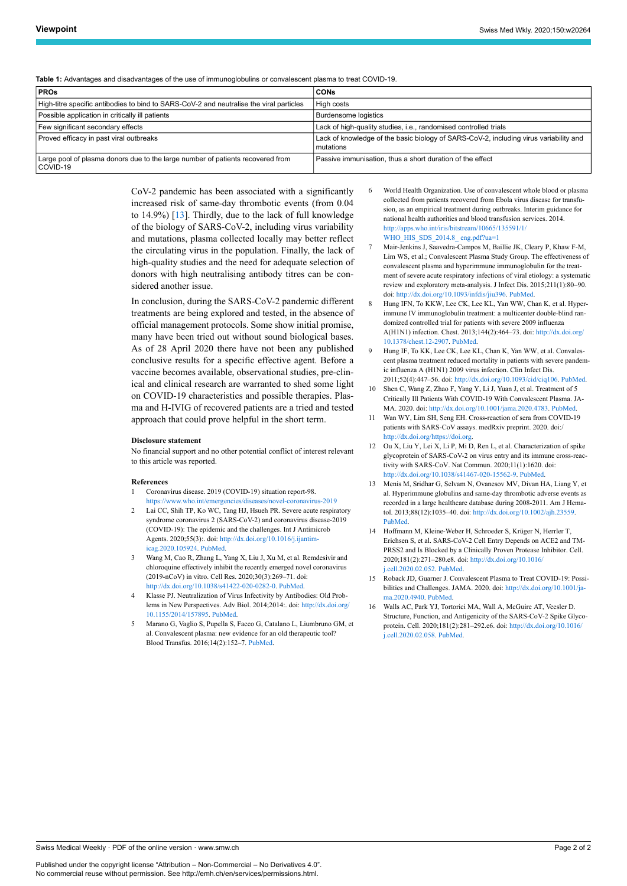**Table 1:** Advantages and disadvantages of the use of immunoglobulins or convalescent plasma to treat COVID-19.

| PROs | CONs |
|---|---|
| High-titre specific antibodies to bind to SARS-CoV-2 and neutralise the viral particles | High costs |
| Possible application in critically ill patients | Burdensome logistics |
| Few significant secondary effects | Lack of high-quality studies, i.e., randomised controlled trials |
| Proved efficacy in past viral outbreaks | Lack of knowledge of the basic biology of SARS-CoV-2, including virus variability and mutations |
| Large pool of plasma donors due to the large number of patients recovered from COVID-19 | Passive immunisation, thus a short duration of the effect |

CoV-2 pandemic has been associated with a significantly increased risk of same-day thrombotic events (from 0.04 to 14.9%) [13]. Thirdly, due to the lack of full knowledge of the biology of SARS-CoV-2, including virus variability and mutations, plasma collected locally may better reflect the circulating virus in the population. Finally, the lack of high-quality studies and the need for adequate selection of donors with high neutralising antibody titres can be considered another issue.

In conclusion, during the SARS-CoV-2 pandemic different treatments are being explored and tested, in the absence of official management protocols. Some show initial promise, many have been tried out without sound biological bases. As of 28 April 2020 there have not been any published conclusive results for a specific effective agent. Before a vaccine becomes available, observational studies, pre-clinical and clinical research are warranted to shed some light on COVID-19 characteristics and possible therapies. Plasma and H-IVIG of recovered patients are a tried and tested approach that could prove helpful in the short term.

### Disclosure statement

No financial support and no other potential conflict of interest relevant to this article was reported.

### References

1. Coronavirus disease. 2019 (COVID-19) situation report-98. https://www.who.int/emergencies/diseases/novel-coronavirus-2019
2. Lai CC, Shih TP, Ko WC, Tang HJ, Hsueh PR. Severe acute respiratory syndrome coronavirus 2 (SARS-CoV-2) and coronavirus disease-2019 (COVID-19): The epidemic and the challenges. Int J Antimicrob Agents. 2020;55(3):. doi: http://dx.doi.org/10.1016/j.ijantimicag.2020.105924. PubMed.
3. Wang M, Cao R, Zhang L, Yang X, Liu J, Xu M, et al. Remdesivir and chloroquine effectively inhibit the recently emerged novel coronavirus (2019-nCoV) in vitro. Cell Res. 2020;30(3):269–71. doi: http://dx.doi.org/10.1038/s41422-020-0282-0. PubMed.
4. Klasse PJ. Neutralization of Virus Infectivity by Antibodies: Old Problems in New Perspectives. Adv Biol. 2014;2014:. doi: http://dx.doi.org/10.1155/2014/157895. PubMed.
5. Marano G, Vaglio S, Pupella S, Facco G, Catalano L, Liumbruno GM, et al. Convalescent plasma: new evidence for an old therapeutic tool? Blood Transfus. 2016;14(2):152–7. PubMed.
6. World Health Organization. Use of convalescent whole blood or plasma collected from patients recovered from Ebola virus disease for transfusion, as an empirical treatment during outbreaks. Interim guidance for national health authorities and blood transfusion services. 2014. http://apps.who.int/iris/bitstream/10665/135591/1/WHO_HIS_SDS_2014.8_ eng.pdf?ua=1
7. Mair-Jenkins J, Saavedra-Campos M, Baillie JK, Cleary P, Khaw F-M, Lim WS, et al.; Convalescent Plasma Study Group. The effectiveness of convalescent plasma and hyperimmune immunoglobulin for the treatment of severe acute respiratory infections of viral etiology: a systematic review and exploratory meta-analysis. J Infect Dis. 2015;211(1):80–90. doi: http://dx.doi.org/10.1093/infdis/jiu396. PubMed.
8. Hung IFN, To KKW, Lee CK, Lee KL, Yan WW, Chan K, et al. Hyperimmune IV immunoglobulin treatment: a multicenter double-blind randomized controlled trial for patients with severe 2009 influenza A(H1N1) infection. Chest. 2013;144(2):464–73. doi: http://dx.doi.org/10.1378/chest.12-2907. PubMed.
9. Hung IF, To KK, Lee CK, Lee KL, Chan K, Yan WW, et al. Convalescent plasma treatment reduced mortality in patients with severe pandemic influenza A (H1N1) 2009 virus infection. Clin Infect Dis. 2011;52(4):447–56. doi: http://dx.doi.org/10.1093/cid/ciq106. PubMed.
10. Shen C, Wang Z, Zhao F, Yang Y, Li J, Yuan J, et al. Treatment of 5 Critically Ill Patients With COVID-19 With Convalescent Plasma. JAMA. 2020. doi: http://dx.doi.org/10.1001/jama.2020.4783. PubMed.
11. Wan WY, Lim SH, Seng EH. Cross-reaction of sera from COVID-19 patients with SARS-CoV assays. medRxiv preprint. 2020. doi:/ http://dx.doi.org/https://doi.org.
12. Ou X, Liu Y, Lei X, Li P, Mi D, Ren L, et al. Characterization of spike glycoprotein of SARS-CoV-2 on virus entry and its immune cross-reactivity with SARS-CoV. Nat Commun. 2020;11(1):1620. doi: http://dx.doi.org/10.1038/s41467-020-15562-9. PubMed.
13. Menis M, Sridhar G, Selvam N, Ovanesov MV, Divan HA, Liang Y, et al. Hyperimmune globulins and same-day thrombotic adverse events as recorded in a large healthcare database during 2008-2011. Am J Hematol. 2013;88(12):1035–40. doi: http://dx.doi.org/10.1002/ajh.23559. PubMed.
14. Hoffmann M, Kleine-Weber H, Schroeder S, Krüger N, Herrler T, Erichsen S, et al. SARS-CoV-2 Cell Entry Depends on ACE2 and TMPRSS2 and Is Blocked by a Clinically Proven Protease Inhibitor. Cell. 2020;181(2):271–280.e8. doi: http://dx.doi.org/10.1016/j.cell.2020.02.052. PubMed.
15. Roback JD, Guarner J. Convalescent Plasma to Treat COVID-19: Possibilities and Challenges. JAMA. 2020. doi: http://dx.doi.org/10.1001/jama.2020.4940. PubMed.
16. Walls AC, Park YJ, Tortorici MA, Wall A, McGuire AT, Veesler D. Structure, Function, and Antigenicity of the SARS-CoV-2 Spike Glycoprotein. Cell. 2020;181(2):281–292.e6. doi: http://dx.doi.org/10.1016/j.cell.2020.02.058. PubMed.

Published under the copyright license "Attribution – Non-Commercial – No Derivatives 4.0". No commercial reuse without permission. See http://emh.ch/en/services/permissions.html.